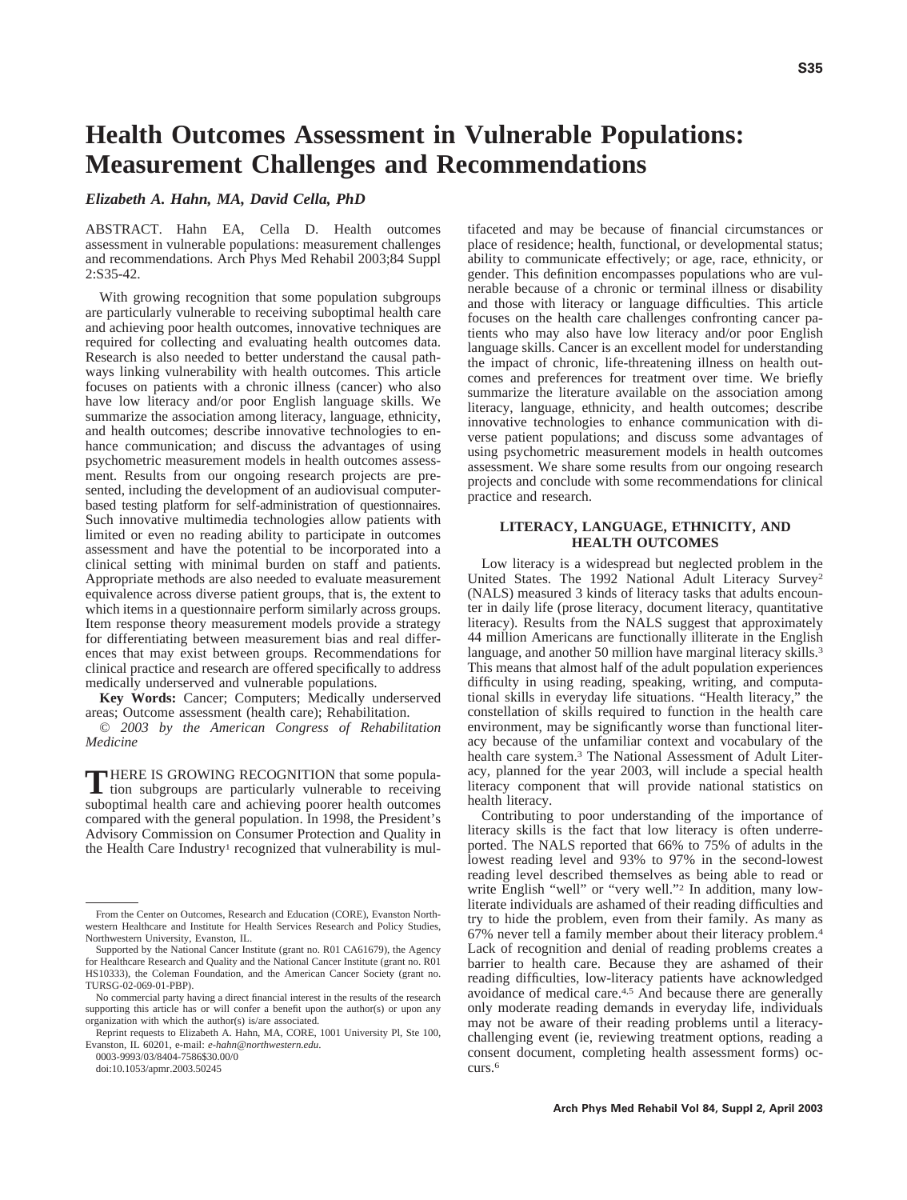# Health Outcomes Assessment in Vulnerable Populations: Measurement Challenges and Recommendations

*Elizabeth A. Hahn, MA, David Cella, PhD*

ABSTRACT. Hahn EA, Cella D. Health outcomes assessment in vulnerable populations: measurement challenges and recommendations. Arch Phys Med Rehabil 2003;84 Suppl 2:S35-42.

With growing recognition that some population subgroups are particularly vulnerable to receiving suboptimal health care and achieving poor health outcomes, innovative techniques are required for collecting and evaluating health outcomes data. Research is also needed to better understand the causal pathways linking vulnerability with health outcomes. This article focuses on patients with a chronic illness (cancer) who also have low literacy and/or poor English language skills. We summarize the association among literacy, language, ethnicity, and health outcomes; describe innovative technologies to enhance communication; and discuss the advantages of using psychometric measurement models in health outcomes assessment. Results from our ongoing research projects are presented, including the development of an audiovisual computer-based testing platform for self-administration of questionnaires. Such innovative multimedia technologies allow patients with limited or even no reading ability to participate in outcomes assessment and have the potential to be incorporated into a clinical setting with minimal burden on staff and patients. Appropriate methods are also needed to evaluate measurement equivalence across diverse patient groups, that is, the extent to which items in a questionnaire perform similarly across groups. Item response theory measurement models provide a strategy for differentiating between measurement bias and real differences that may exist between groups. Recommendations for clinical practice and research are offered specifically to address medically underserved and vulnerable populations.

**Key Words:** Cancer; Computers; Medically underserved areas; Outcome assessment (health care); Rehabilitation.

*© 2003 by the American Congress of Rehabilitation Medicine*

THERE IS GROWING RECOGNITION that some population subgroups are particularly vulnerable to receiving suboptimal health care and achieving poorer health outcomes compared with the general population. In 1998, the President's Advisory Commission on Consumer Protection and Quality in the Health Care Industry[1] recognized that vulnerability is multifaceted and may be because of financial circumstances or place of residence; health, functional, or developmental status; ability to communicate effectively; or age, race, ethnicity, or gender. This definition encompasses populations who are vulnerable because of a chronic or terminal illness or disability and those with literacy or language difficulties. This article focuses on the health care challenges confronting cancer patients who may also have low literacy and/or poor English language skills. Cancer is an excellent model for understanding the impact of chronic, life-threatening illness on health outcomes and preferences for treatment over time. We briefly summarize the literature available on the association among literacy, language, ethnicity, and health outcomes; describe innovative technologies to enhance communication with diverse patient populations; and discuss some advantages of using psychometric measurement models in health outcomes assessment. We share some results from our ongoing research projects and conclude with some recommendations for clinical practice and research.

## LITERACY, LANGUAGE, ETHNICITY, AND HEALTH OUTCOMES

Low literacy is a widespread but neglected problem in the United States. The 1992 National Adult Literacy Survey[2] (NALS) measured 3 kinds of literacy tasks that adults encounter in daily life (prose literacy, document literacy, quantitative literacy). Results from the NALS suggest that approximately 44 million Americans are functionally illiterate in the English language, and another 50 million have marginal literacy skills.[3] This means that almost half of the adult population experiences difficulty in using reading, speaking, writing, and computational skills in everyday life situations. "Health literacy," the constellation of skills required to function in the health care environment, may be significantly worse than functional literacy because of the unfamiliar context and vocabulary of the health care system.[3] The National Assessment of Adult Literacy, planned for the year 2003, will include a special health literacy component that will provide national statistics on health literacy.

Contributing to poor understanding of the importance of literacy skills is the fact that low literacy is often underreported. The NALS reported that 66% to 75% of adults in the lowest reading level and 93% to 97% in the second-lowest reading level described themselves as being able to read or write English "well" or "very well."[2] In addition, many low-literate individuals are ashamed of their reading difficulties and try to hide the problem, even from their family. As many as 67% never tell a family member about their literacy problem.[4] Lack of recognition and denial of reading problems creates a barrier to health care. Because they are ashamed of their reading difficulties, low-literacy patients have acknowledged avoidance of medical care.[4,5] And because there are generally only moderate reading demands in everyday life, individuals may not be aware of their reading problems until a literacy-challenging event (ie, reviewing treatment options, reading a consent document, completing health assessment forms) occurs.[6]

From the Center on Outcomes, Research and Education (CORE), Evanston Northwestern Healthcare and Institute for Health Services Research and Policy Studies, Northwestern University, Evanston, IL.

Supported by the National Cancer Institute (grant no. R01 CA61679), the Agency for Healthcare Research and Quality and the National Cancer Institute (grant no. R01 HS10333), the Coleman Foundation, and the American Cancer Society (grant no. TURSG-02-069-01-PBP).

No commercial party having a direct financial interest in the results of the research supporting this article has or will confer a benefit upon the author(s) or upon any organization with which the author(s) is/are associated.

Reprint requests to Elizabeth A. Hahn, MA, CORE, 1001 University Pl, Ste 100, Evanston, IL 60201, e-mail: *e-hahn@northwestern.edu*.

0003-9993/03/8404-7586$30.00/0

doi:10.1053/apmr.2003.50245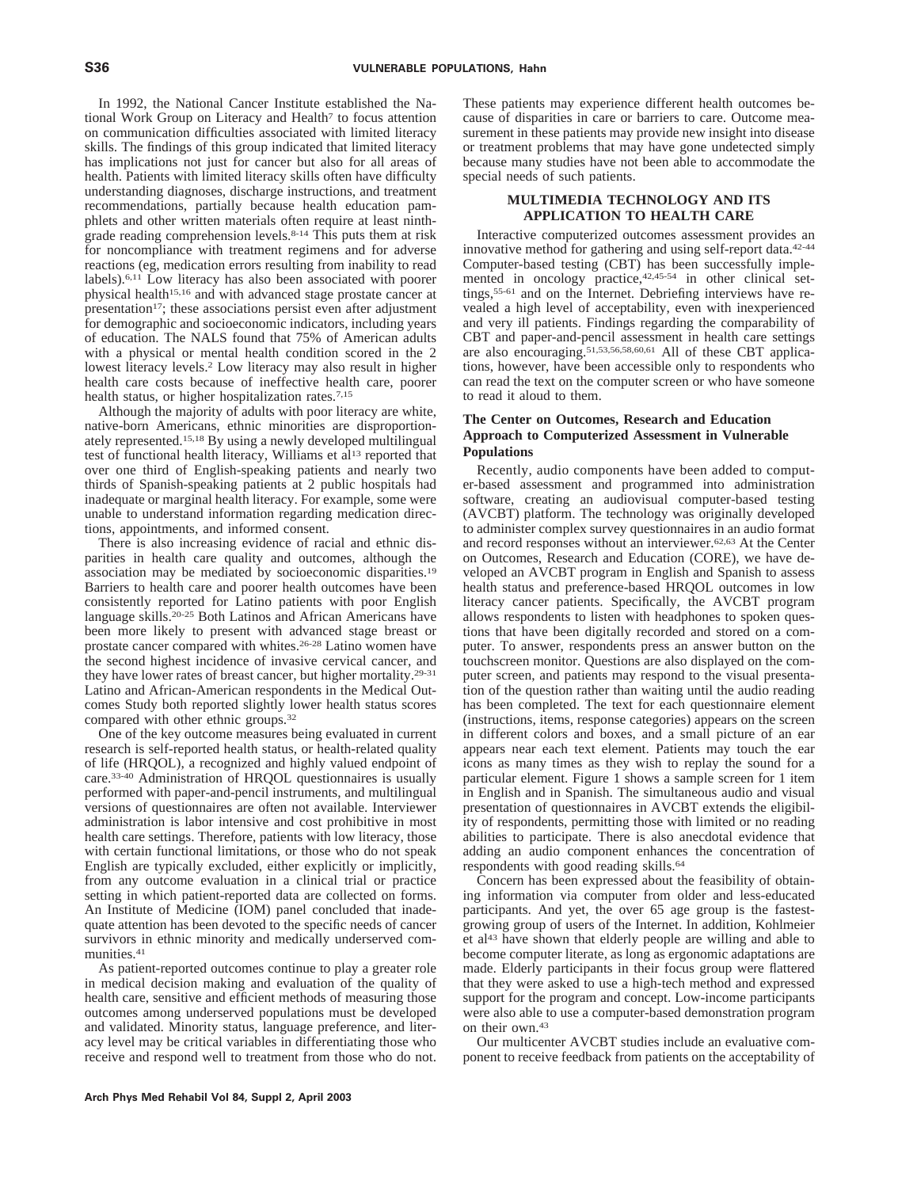In 1992, the National Cancer Institute established the National Work Group on Literacy and Health[7] to focus attention on communication difficulties associated with limited literacy skills. The findings of this group indicated that limited literacy has implications not just for cancer but also for all areas of health. Patients with limited literacy skills often have difficulty understanding diagnoses, discharge instructions, and treatment recommendations, partially because health education pamphlets and other written materials often require at least ninth-grade reading comprehension levels.[8-14] This puts them at risk for noncompliance with treatment regimens and for adverse reactions (eg, medication errors resulting from inability to read labels).[6,11] Low literacy has also been associated with poorer physical health[15,16] and with advanced stage prostate cancer at presentation[17]; these associations persist even after adjustment for demographic and socioeconomic indicators, including years of education. The NALS found that 75% of American adults with a physical or mental health condition scored in the 2 lowest literacy levels.[2] Low literacy may also result in higher health care costs because of ineffective health care, poorer health status, or higher hospitalization rates.[7,15]

Although the majority of adults with poor literacy are white, native-born Americans, ethnic minorities are disproportionately represented.[15,18] By using a newly developed multilingual test of functional health literacy, Williams et al[13] reported that over one third of English-speaking patients and nearly two thirds of Spanish-speaking patients at 2 public hospitals had inadequate or marginal health literacy. For example, some were unable to understand information regarding medication directions, appointments, and informed consent.

There is also increasing evidence of racial and ethnic disparities in health care quality and outcomes, although the association may be mediated by socioeconomic disparities.[19] Barriers to health care and poorer health outcomes have been consistently reported for Latino patients with poor English language skills.[20-25] Both Latinos and African Americans have been more likely to present with advanced stage breast or prostate cancer compared with whites.[26-28] Latino women have the second highest incidence of invasive cervical cancer, and they have lower rates of breast cancer, but higher mortality.[29-31] Latino and African-American respondents in the Medical Outcomes Study both reported slightly lower health status scores compared with other ethnic groups.[32]

One of the key outcome measures being evaluated in current research is self-reported health status, or health-related quality of life (HRQOL), a recognized and highly valued endpoint of care.[33-40] Administration of HRQOL questionnaires is usually performed with paper-and-pencil instruments, and multilingual versions of questionnaires are often not available. Interviewer administration is labor intensive and cost prohibitive in most health care settings. Therefore, patients with low literacy, those with certain functional limitations, or those who do not speak English are typically excluded, either explicitly or implicitly, from any outcome evaluation in a clinical trial or practice setting in which patient-reported data are collected on forms. An Institute of Medicine (IOM) panel concluded that inadequate attention has been devoted to the specific needs of cancer survivors in ethnic minority and medically underserved communities.[41]

As patient-reported outcomes continue to play a greater role in medical decision making and evaluation of the quality of health care, sensitive and efficient methods of measuring those outcomes among underserved populations must be developed and validated. Minority status, language preference, and literacy level may be critical variables in differentiating those who receive and respond well to treatment from those who do not. These patients may experience different health outcomes because of disparities in care or barriers to care. Outcome measurement in these patients may provide new insight into disease or treatment problems that may have gone undetected simply because many studies have not been able to accommodate the special needs of such patients.

## MULTIMEDIA TECHNOLOGY AND ITS APPLICATION TO HEALTH CARE

Interactive computerized outcomes assessment provides an innovative method for gathering and using self-report data.[42-44] Computer-based testing (CBT) has been successfully implemented in oncology practice,[42,45-54] in other clinical settings,[55-61] and on the Internet. Debriefing interviews have revealed a high level of acceptability, even with inexperienced and very ill patients. Findings regarding the comparability of CBT and paper-and-pencil assessment in health care settings are also encouraging.[51,53,56,58,60,61] All of these CBT applications, however, have been accessible only to respondents who can read the text on the computer screen or who have someone to read it aloud to them.

### The Center on Outcomes, Research and Education Approach to Computerized Assessment in Vulnerable Populations

Recently, audio components have been added to computer-based assessment and programmed into administration software, creating an audiovisual computer-based testing (AVCBT) platform. The technology was originally developed to administer complex survey questionnaires in an audio format and record responses without an interviewer.[62,63] At the Center on Outcomes, Research and Education (CORE), we have developed an AVCBT program in English and Spanish to assess health status and preference-based HRQOL outcomes in low literacy cancer patients. Specifically, the AVCBT program allows respondents to listen with headphones to spoken questions that have been digitally recorded and stored on a computer. To answer, respondents press an answer button on the touchscreen monitor. Questions are also displayed on the computer screen, and patients may respond to the visual presentation of the question rather than waiting until the audio reading has been completed. The text for each questionnaire element (instructions, items, response categories) appears on the screen in different colors and boxes, and a small picture of an ear appears near each text element. Patients may touch the ear icons as many times as they wish to replay the sound for a particular element. Figure 1 shows a sample screen for 1 item in English and in Spanish. The simultaneous audio and visual presentation of questionnaires in AVCBT extends the eligibility of respondents, permitting those with limited or no reading abilities to participate. There is also anecdotal evidence that adding an audio component enhances the concentration of respondents with good reading skills.[64]

Concern has been expressed about the feasibility of obtaining information via computer from older and less-educated participants. And yet, the over 65 age group is the fastest-growing group of users of the Internet. In addition, Kohlmeier et al[43] have shown that elderly people are willing and able to become computer literate, as long as ergonomic adaptations are made. Elderly participants in their focus group were flattered that they were asked to use a high-tech method and expressed support for the program and concept. Low-income participants were also able to use a computer-based demonstration program on their own.[43]

Our multicenter AVCBT studies include an evaluative component to receive feedback from patients on the acceptability of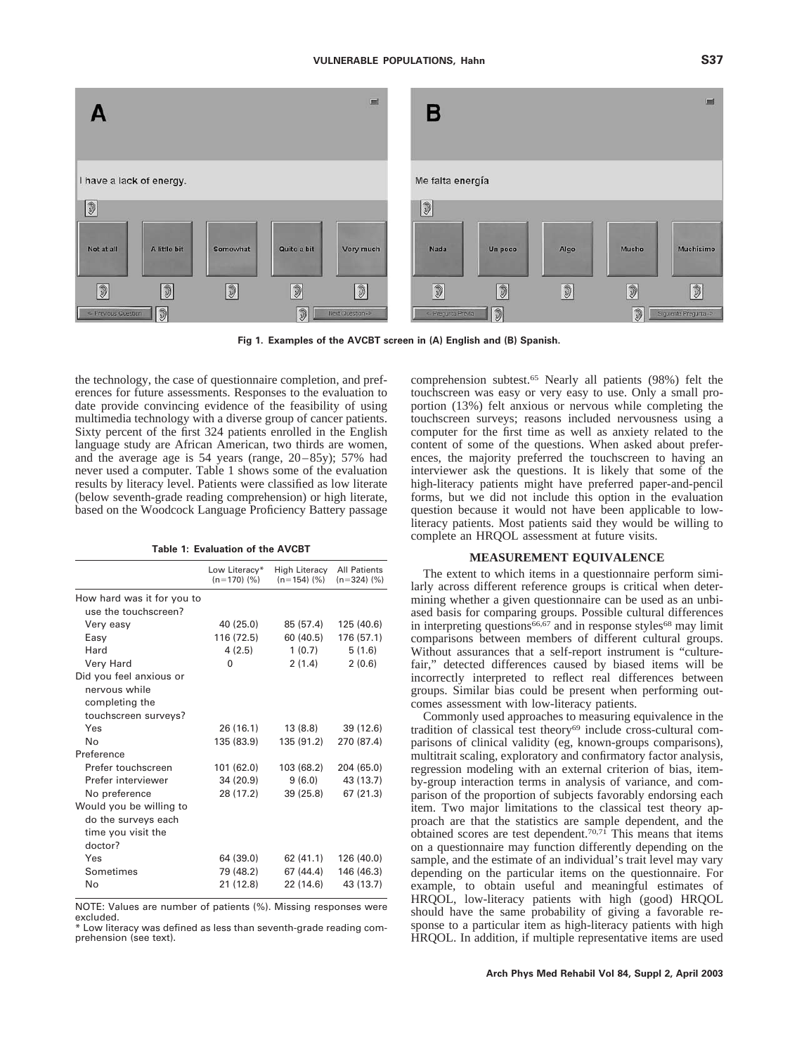Fig 1. Examples of the AVCBT screen in (A) English and (B) Spanish.

the technology, the ease of questionnaire completion, and preferences for future assessments. Responses to the evaluation to date provide convincing evidence of the feasibility of using multimedia technology with a diverse group of cancer patients. Sixty percent of the first 324 patients enrolled in the English language study are African American, two thirds are women, and the average age is 54 years (range, 20–85y); 57% had never used a computer. Table 1 shows some of the evaluation results by literacy level. Patients were classified as low literate (below seventh-grade reading comprehension) or high literate, based on the Woodcock Language Proficiency Battery passage comprehension subtest.[65] Nearly all patients (98%) felt the touchscreen was easy or very easy to use. Only a small proportion (13%) felt anxious or nervous while completing the touchscreen surveys; reasons included nervousness using a computer for the first time as well as anxiety related to the content of some of the questions. When asked about preferences, the majority preferred the touchscreen to having an interviewer ask the questions. It is likely that some of the high-literacy patients might have preferred paper-and-pencil forms, but we did not include this option in the evaluation question because it would not have been applicable to low-literacy patients. Most patients said they would be willing to complete an HRQOL assessment at future visits.

**Table 1: Evaluation of the AVCBT**

| | Low Literacy* (n=170) (%) | High Literacy (n=154) (%) | All Patients (n=324) (%) |
|---|---|---|---|
| How hard was it for you to use the touchscreen? | | | |
| Very easy | 40 (25.0) | 85 (57.4) | 125 (40.6) |
| Easy | 116 (72.5) | 60 (40.5) | 176 (57.1) |
| Hard | 4 (2.5) | 1 (0.7) | 5 (1.6) |
| Very Hard | 0 | 2 (1.4) | 2 (0.6) |
| Did you feel anxious or nervous while completing the touchscreen surveys? | | | |
| Yes | 26 (16.1) | 13 (8.8) | 39 (12.6) |
| No | 135 (83.9) | 135 (91.2) | 270 (87.4) |
| Preference | | | |
| Prefer touchscreen | 101 (62.0) | 103 (68.2) | 204 (65.0) |
| Prefer interviewer | 34 (20.9) | 9 (6.0) | 43 (13.7) |
| No preference | 28 (17.2) | 39 (25.8) | 67 (21.3) |
| Would you be willing to do the surveys each time you visit the doctor? | | | |
| Yes | 64 (39.0) | 62 (41.1) | 126 (40.0) |
| Sometimes | 79 (48.2) | 67 (44.4) | 146 (46.3) |
| No | 21 (12.8) | 22 (14.6) | 43 (13.7) |

NOTE: Values are number of patients (%). Missing responses were excluded.
* Low literacy was defined as less than seventh-grade reading comprehension (see text).

## MEASUREMENT EQUIVALENCE

The extent to which items in a questionnaire perform similarly across different reference groups is critical when determining whether a given questionnaire can be used as an unbiased basis for comparing groups. Possible cultural differences in interpreting questions[66,67] and in response styles[68] may limit comparisons between members of different cultural groups. Without assurances that a self-report instrument is "culture-fair," detected differences caused by biased items will be incorrectly interpreted to reflect real differences between groups. Similar bias could be present when performing outcomes assessment with low-literacy patients.

Commonly used approaches to measuring equivalence in the tradition of classical test theory[69] include cross-cultural comparisons of clinical validity (eg, known-groups comparisons), multitrait scaling, exploratory and confirmatory factor analysis, regression modeling with an external criterion of bias, item-by-group interaction terms in analysis of variance, and comparison of the proportion of subjects favorably endorsing each item. Two major limitations to the classical test theory approach are that the statistics are sample dependent, and the obtained scores are test dependent.[70,71] This means that items on a questionnaire may function differently depending on the sample, and the estimate of an individual's trait level may vary depending on the particular items on the questionnaire. For example, to obtain useful and meaningful estimates of HRQOL, low-literacy patients with high (good) HRQOL should have the same probability of giving a favorable response to a particular item as high-literacy patients with high HRQOL. In addition, if multiple representative items are used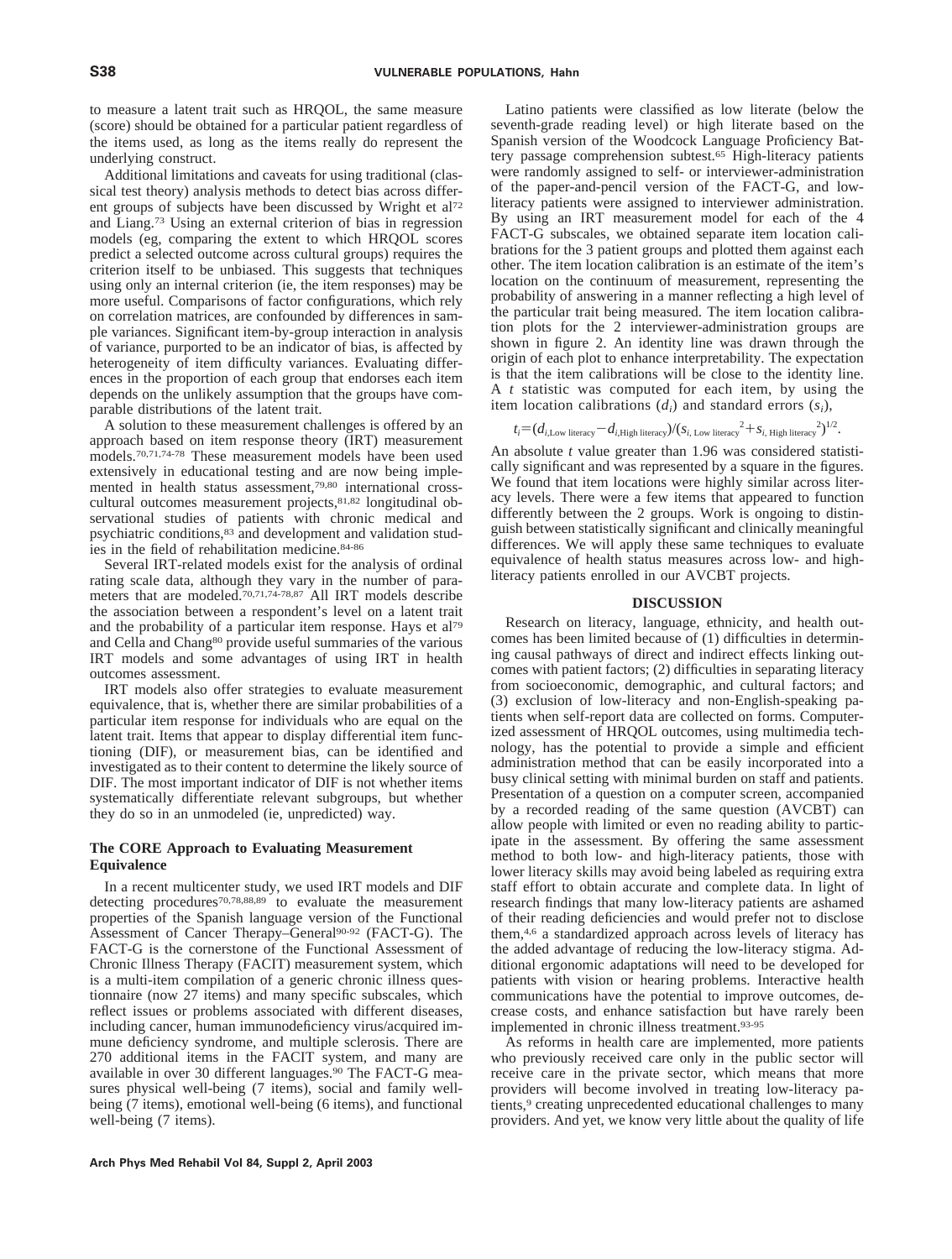to measure a latent trait such as HRQOL, the same measure (score) should be obtained for a particular patient regardless of the items used, as long as the items really do represent the underlying construct.

Additional limitations and caveats for using traditional (classical test theory) analysis methods to detect bias across different groups of subjects have been discussed by Wright et al[72] and Liang.[73] Using an external criterion of bias in regression models (eg, comparing the extent to which HRQOL scores predict a selected outcome across cultural groups) requires the criterion itself to be unbiased. This suggests that techniques using only an internal criterion (ie, the item responses) may be more useful. Comparisons of factor configurations, which rely on correlation matrices, are confounded by differences in sample variances. Significant item-by-group interaction in analysis of variance, purported to be an indicator of bias, is affected by heterogeneity of item difficulty variances. Evaluating differences in the proportion of each group that endorses each item depends on the unlikely assumption that the groups have comparable distributions of the latent trait.

A solution to these measurement challenges is offered by an approach based on item response theory (IRT) measurement models.[70,71,74-78] These measurement models have been used extensively in educational testing and are now being implemented in health status assessment,[79,80] international cross-cultural outcomes measurement projects,[81,82] longitudinal observational studies of patients with chronic medical and psychiatric conditions,[83] and development and validation studies in the field of rehabilitation medicine.[84-86]

Several IRT-related models exist for the analysis of ordinal rating scale data, although they vary in the number of parameters that are modeled.[70,71,74-78,87] All IRT models describe the association between a respondent's level on a latent trait and the probability of a particular item response. Hays et al[79] and Cella and Chang[80] provide useful summaries of the various IRT models and some advantages of using IRT in health outcomes assessment.

IRT models also offer strategies to evaluate measurement equivalence, that is, whether there are similar probabilities of a particular item response for individuals who are equal on the latent trait. Items that appear to display differential item functioning (DIF), or measurement bias, can be identified and investigated as to their content to determine the likely source of DIF. The most important indicator of DIF is not whether items systematically differentiate relevant subgroups, but whether they do so in an unmodeled (ie, unpredicted) way.

### The CORE Approach to Evaluating Measurement Equivalence

In a recent multicenter study, we used IRT models and DIF detecting procedures[70,78,88,89] to evaluate the measurement properties of the Spanish language version of the Functional Assessment of Cancer Therapy–General[90-92] (FACT-G). The FACT-G is the cornerstone of the Functional Assessment of Chronic Illness Therapy (FACIT) measurement system, which is a multi-item compilation of a generic chronic illness questionnaire (now 27 items) and many specific subscales, which reflect issues or problems associated with different diseases, including cancer, human immunodeficiency virus/acquired immune deficiency syndrome, and multiple sclerosis. There are 270 additional items in the FACIT system, and many are available in over 30 different languages.[90] The FACT-G measures physical well-being (7 items), social and family well-being (7 items), emotional well-being (6 items), and functional well-being (7 items).

Latino patients were classified as low literate (below the seventh-grade reading level) or high literate based on the Spanish version of the Woodcock Language Proficiency Battery passage comprehension subtest.[65] High-literacy patients were randomly assigned to self- or interviewer-administration of the paper-and-pencil version of the FACT-G, and low-literacy patients were assigned to interviewer administration. By using an IRT measurement model for each of the 4 FACT-G subscales, we obtained separate item location calibrations for the 3 patient groups and plotted them against each other. The item location calibration is an estimate of the item's location on the continuum of measurement, representing the probability of answering in a manner reflecting a high level of the particular trait being measured. The item location calibration plots for the 2 interviewer-administration groups are shown in figure 2. An identity line was drawn through the origin of each plot to enhance interpretability. The expectation is that the item calibrations will be close to the identity line. A *t* statistic was computed for each item, by using the item location calibrations ($d_i$) and standard errors ($s_i$),

$$t_i = (d_{i,\text{Low literacy}} - d_{i,\text{High literacy}})/(s_{i,\text{ Low literacy}}{}^2 + s_{i,\text{ High literacy}}{}^2)^{1/2}.$$

An absolute *t* value greater than 1.96 was considered statistically significant and was represented by a square in the figures. We found that item locations were highly similar across literacy levels. There were a few items that appeared to function differently between the 2 groups. Work is ongoing to distinguish between statistically significant and clinically meaningful differences. We will apply these same techniques to evaluate equivalence of health status measures across low- and high-literacy patients enrolled in our AVCBT projects.

## DISCUSSION

Research on literacy, language, ethnicity, and health outcomes has been limited because of (1) difficulties in determining causal pathways of direct and indirect effects linking outcomes with patient factors; (2) difficulties in separating literacy from socioeconomic, demographic, and cultural factors; and (3) exclusion of low-literacy and non-English-speaking patients when self-report data are collected on forms. Computerized assessment of HRQOL outcomes, using multimedia technology, has the potential to provide a simple and efficient administration method that can be easily incorporated into a busy clinical setting with minimal burden on staff and patients. Presentation of a question on a computer screen, accompanied by a recorded reading of the same question (AVCBT) can allow people with limited or even no reading ability to participate in the assessment. By offering the same assessment method to both low- and high-literacy patients, those with lower literacy skills may avoid being labeled as requiring extra staff effort to obtain accurate and complete data. In light of research findings that many low-literacy patients are ashamed of their reading deficiencies and would prefer not to disclose them,[4,6] a standardized approach across levels of literacy has the added advantage of reducing the low-literacy stigma. Additional ergonomic adaptations will need to be developed for patients with vision or hearing problems. Interactive health communications have the potential to improve outcomes, decrease costs, and enhance satisfaction but have rarely been implemented in chronic illness treatment.[93-95]

As reforms in health care are implemented, more patients who previously received care only in the public sector will receive care in the private sector, which means that more providers will become involved in treating low-literacy patients,[9] creating unprecedented educational challenges to many providers. And yet, we know very little about the quality of life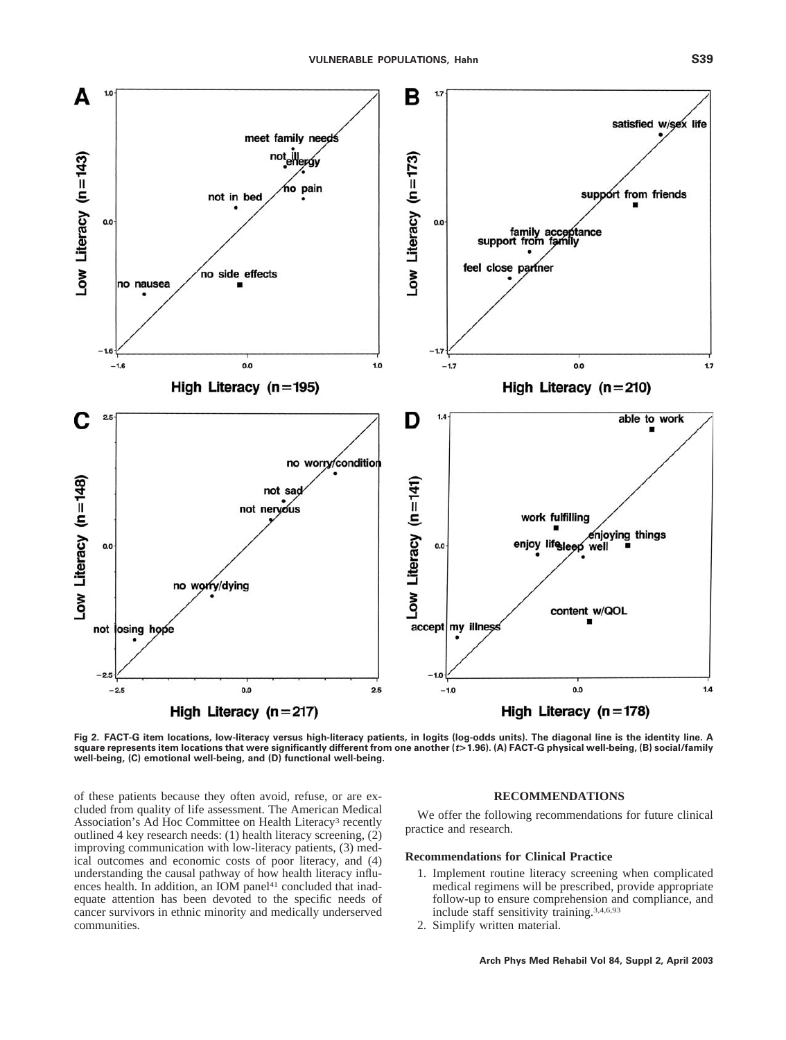Fig 2. FACT-G item locations, low-literacy versus high-literacy patients, in logits (log-odds units). The diagonal line is the identity line. A square represents item locations that were significantly different from one another ($t > 1.96$). (A) FACT-G physical well-being, (B) social/family well-being, (C) emotional well-being, and (D) functional well-being.

of these patients because they often avoid, refuse, or are excluded from quality of life assessment. The American Medical Association's Ad Hoc Committee on Health Literacy[3] recently outlined 4 key research needs: (1) health literacy screening, (2) improving communication with low-literacy patients, (3) medical outcomes and economic costs of poor literacy, and (4) understanding the causal pathway of how health literacy influences health. In addition, an IOM panel[41] concluded that inadequate attention has been devoted to the specific needs of cancer survivors in ethnic minority and medically underserved communities.

## RECOMMENDATIONS

We offer the following recommendations for future clinical practice and research.

### Recommendations for Clinical Practice

1. Implement routine literacy screening when complicated medical regimens will be prescribed, provide appropriate follow-up to ensure comprehension and compliance, and include staff sensitivity training.[3,4,6,93]
2. Simplify written material.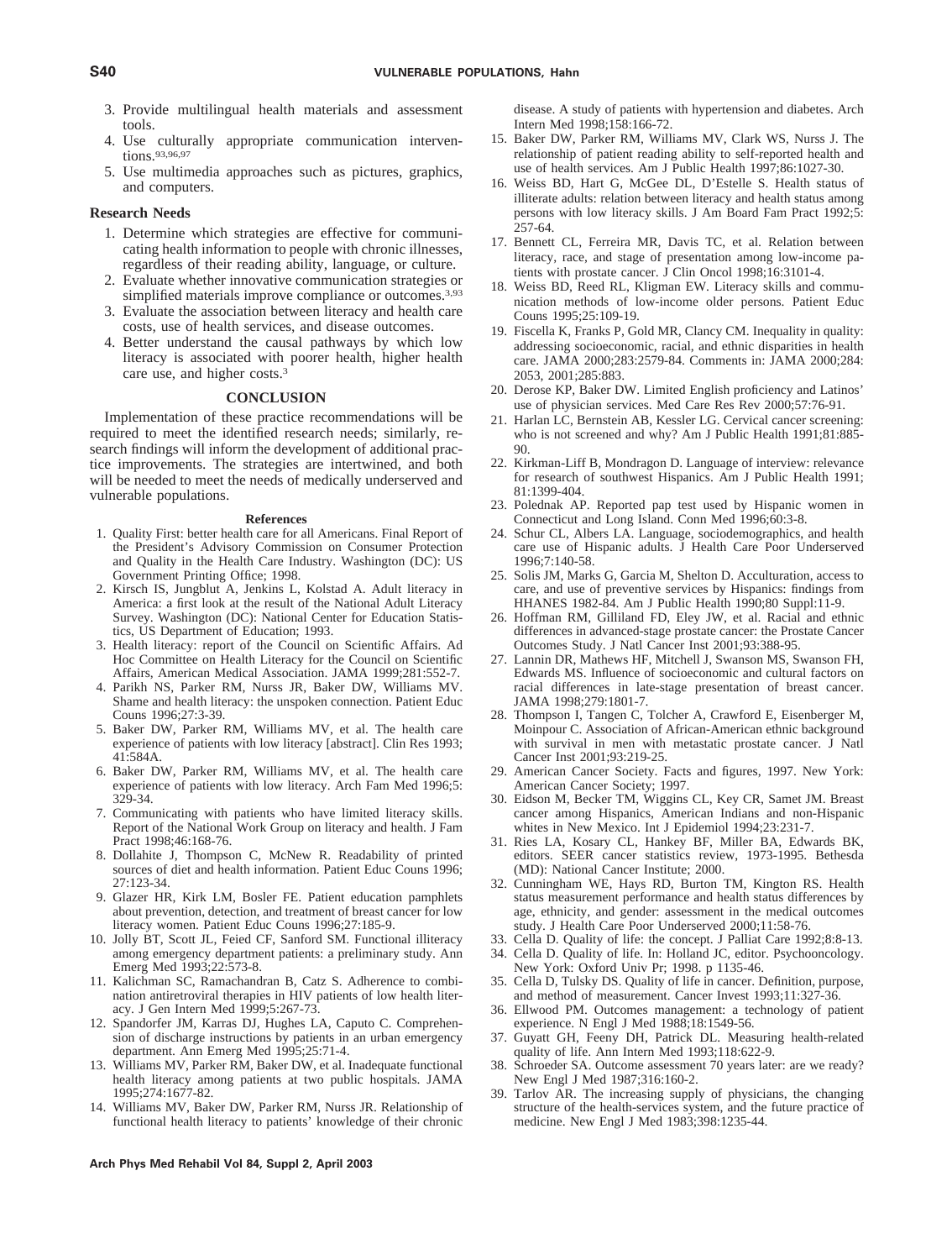3. Provide multilingual health materials and assessment tools.
4. Use culturally appropriate communication interventions.[93,96,97]
5. Use multimedia approaches such as pictures, graphics, and computers.

### Research Needs

1. Determine which strategies are effective for communicating health information to people with chronic illnesses, regardless of their reading ability, language, or culture.
2. Evaluate whether innovative communication strategies or simplified materials improve compliance or outcomes.[3,93]
3. Evaluate the association between literacy and health care costs, use of health services, and disease outcomes.
4. Better understand the causal pathways by which low literacy is associated with poorer health, higher health care use, and higher costs.[3]

## CONCLUSION

Implementation of these practice recommendations will be required to meet the identified research needs; similarly, research findings will inform the development of additional practice improvements. The strategies are intertwined, and both will be needed to meet the needs of medically underserved and vulnerable populations.

### References

1. Quality First: better health care for all Americans. Final Report of the President's Advisory Commission on Consumer Protection and Quality in the Health Care Industry. Washington (DC): US Government Printing Office; 1998.
2. Kirsch IS, Jungblut A, Jenkins L, Kolstad A. Adult literacy in America: a first look at the result of the National Adult Literacy Survey. Washington (DC): National Center for Education Statistics, US Department of Education; 1993.
3. Health literacy: report of the Council on Scientific Affairs. Ad Hoc Committee on Health Literacy for the Council on Scientific Affairs, American Medical Association. JAMA 1999;281:552-7.
4. Parikh NS, Parker RM, Nurss JR, Baker DW, Williams MV. Shame and health literacy: the unspoken connection. Patient Educ Couns 1996;27:3-39.
5. Baker DW, Parker RM, Williams MV, et al. The health care experience of patients with low literacy [abstract]. Clin Res 1993; 41:584A.
6. Baker DW, Parker RM, Williams MV, et al. The health care experience of patients with low literacy. Arch Fam Med 1996;5: 329-34.
7. Communicating with patients who have limited literacy skills. Report of the National Work Group on literacy and health. J Fam Pract 1998;46:168-76.
8. Dollahite J, Thompson C, McNew R. Readability of printed sources of diet and health information. Patient Educ Couns 1996; 27:123-34.
9. Glazer HR, Kirk LM, Bosler FE. Patient education pamphlets about prevention, detection, and treatment of breast cancer for low literacy women. Patient Educ Couns 1996;27:185-9.
10. Jolly BT, Scott JL, Feied CF, Sanford SM. Functional illiteracy among emergency department patients: a preliminary study. Ann Emerg Med 1993;22:573-8.
11. Kalichman SC, Ramachandran B, Catz S. Adherence to combination antiretroviral therapies in HIV patients of low health literacy. J Gen Intern Med 1999;5:267-73.
12. Spandorfer JM, Karras DJ, Hughes LA, Caputo C. Comprehension of discharge instructions by patients in an urban emergency department. Ann Emerg Med 1995;25:71-4.
13. Williams MV, Parker RM, Baker DW, et al. Inadequate functional health literacy among patients at two public hospitals. JAMA 1995;274:1677-82.
14. Williams MV, Baker DW, Parker RM, Nurss JR. Relationship of functional health literacy to patients' knowledge of their chronic disease. A study of patients with hypertension and diabetes. Arch Intern Med 1998;158:166-72.
15. Baker DW, Parker RM, Williams MV, Clark WS, Nurss J. The relationship of patient reading ability to self-reported health and use of health services. Am J Public Health 1997;86:1027-30.
16. Weiss BD, Hart G, McGee DL, D'Estelle S. Health status of illiterate adults: relation between literacy and health status among persons with low literacy skills. J Am Board Fam Pract 1992;5: 257-64.
17. Bennett CL, Ferreira MR, Davis TC, et al. Relation between literacy, race, and stage of presentation among low-income patients with prostate cancer. J Clin Oncol 1998;16:3101-4.
18. Weiss BD, Reed RL, Kligman EW. Literacy skills and communication methods of low-income older persons. Patient Educ Couns 1995;25:109-19.
19. Fiscella K, Franks P, Gold MR, Clancy CM. Inequality in quality: addressing socioeconomic, racial, and ethnic disparities in health care. JAMA 2000;283:2579-84. Comments in: JAMA 2000;284: 2053, 2001;285:883.
20. Derose KP, Baker DW. Limited English proficiency and Latinos' use of physician services. Med Care Res Rev 2000;57:76-91.
21. Harlan LC, Bernstein AB, Kessler LG. Cervical cancer screening: who is not screened and why? Am J Public Health 1991;81:885-90.
22. Kirkman-Liff B, Mondragon D. Language of interview: relevance for research of southwest Hispanics. Am J Public Health 1991; 81:1399-404.
23. Polednak AP. Reported pap test used by Hispanic women in Connecticut and Long Island. Conn Med 1996;60:3-8.
24. Schur CL, Albers LA. Language, sociodemographics, and health care use of Hispanic adults. J Health Care Poor Underserved 1996;7:140-58.
25. Solis JM, Marks G, Garcia M, Shelton D. Acculturation, access to care, and use of preventive services by Hispanics: findings from HHANES 1982-84. Am J Public Health 1990;80 Suppl:11-9.
26. Hoffman RM, Gilliland FD, Eley JW, et al. Racial and ethnic differences in advanced-stage prostate cancer: the Prostate Cancer Outcomes Study. J Natl Cancer Inst 2001;93:388-95.
27. Lannin DR, Mathews HF, Mitchell J, Swanson MS, Swanson FH, Edwards MS. Influence of socioeconomic and cultural factors on racial differences in late-stage presentation of breast cancer. JAMA 1998;279:1801-7.
28. Thompson I, Tangen C, Tolcher A, Crawford E, Eisenberger M, Moinpour C. Association of African-American ethnic background with survival in men with metastatic prostate cancer. J Natl Cancer Inst 2001;93:219-25.
29. American Cancer Society. Facts and figures, 1997. New York: American Cancer Society; 1997.
30. Eidson M, Becker TM, Wiggins CL, Key CR, Samet JM. Breast cancer among Hispanics, American Indians and non-Hispanic whites in New Mexico. Int J Epidemiol 1994;23:231-7.
31. Ries LA, Kosary CL, Hankey BF, Miller BA, Edwards BK, editors. SEER cancer statistics review, 1973-1995. Bethesda (MD): National Cancer Institute; 2000.
32. Cunningham WE, Hays RD, Burton TM, Kington RS. Health status measurement performance and health status differences by age, ethnicity, and gender: assessment in the medical outcomes study. J Health Care Poor Underserved 2000;11:58-76.
33. Cella D. Quality of life: the concept. J Palliat Care 1992;8:8-13.
34. Cella D. Quality of life. In: Holland JC, editor. Psychooncology. New York: Oxford Univ Pr; 1998. p 1135-46.
35. Cella D, Tulsky DS. Quality of life in cancer. Definition, purpose, and method of measurement. Cancer Invest 1993;11:327-36.
36. Ellwood PM. Outcomes management: a technology of patient experience. N Engl J Med 1988;18:1549-56.
37. Guyatt GH, Feeny DH, Patrick DL. Measuring health-related quality of life. Ann Intern Med 1993;118:622-9.
38. Schroeder SA. Outcome assessment 70 years later: are we ready? New Engl J Med 1987;316:160-2.
39. Tarlov AR. The increasing supply of physicians, the changing structure of the health-services system, and the future practice of medicine. New Engl J Med 1983;398:1235-44.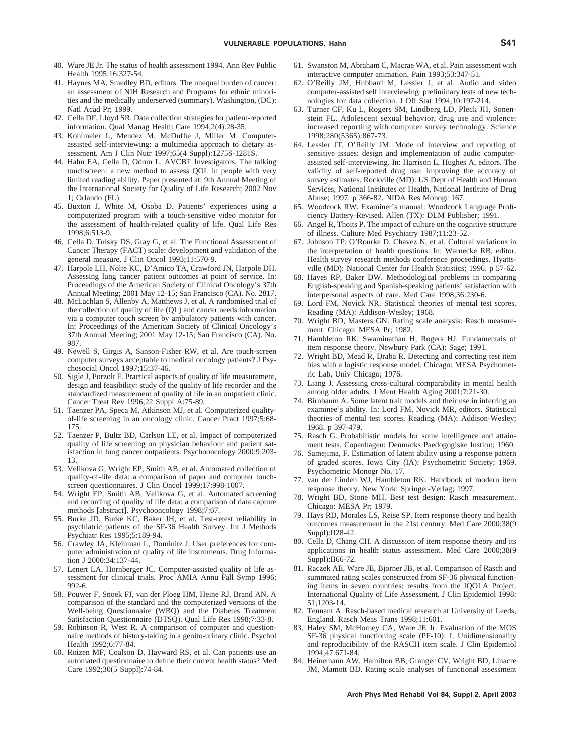40. Ware JE Jr. The status of health assessment 1994. Ann Rev Public Health 1995;16:327-54.
41. Haynes MA, Smedley BD, editors. The unequal burden of cancer: an assessment of NIH Research and Programs for ethnic minorities and the medically underserved (summary). Washington, (DC): Natl Acad Pr; 1999.
42. Cella DF, Lloyd SR. Data collection strategies for patient-reported information. Qual Manag Health Care 1994;2(4):28-35.
43. Kohlmeier L, Mendez M, McDuffie J, Miller M. Computer-assisted self-interviewing: a multimedia approach to dietary assessment. Am J Clin Nutr 1997;65(4 Suppl):1275S-1281S.
44. Hahn EA, Cella D, Odom L, AVCBT Investigators. The talking touchscreen: a new method to assess QOL in people with very limited reading ability. Paper presented at: 9th Annual Meeting of the International Society for Quality of Life Research; 2002 Nov 1; Orlando (FL).
45. Buxton J, White M, Osoba D. Patients' experiences using a computerized program with a touch-sensitive video monitor for the assessment of health-related quality of life. Qual Life Res 1998;6:513-9.
46. Cella D, Tulsky DS, Gray G, et al. The Functional Assessment of Cancer Therapy (FACT) scale: development and validation of the general measure. J Clin Oncol 1993;11:570-9.
47. Harpole LH, Nolte KC, D'Amico TA, Crawford JN, Harpole DH. Assessing lung cancer patient outcomes at point of service. In: Proceedings of the American Society of Clinical Oncology's 37th Annual Meeting; 2001 May 12-15; San Francisco (CA). No. 2817.
48. McLachlan S, Allenby A, Matthews J, et al. A randomised trial of the collection of quality of life (QL) and cancer needs information via a computer touch screen by ambulatory patients with cancer. In: Proceedings of the American Society of Clinical Oncology's 37th Annual Meeting; 2001 May 12-15; San Francisco (CA). No. 987.
49. Newell S, Girgis A, Sanson-Fisher RW, et al. Are touch-screen computer surveys acceptable to medical oncology patients? J Psychosocial Oncol 1997;15:37-46.
50. Sigle J, Porzolt F. Practical aspects of quality of life measurement, design and feasibility: study of the quality of life recorder and the standardized measurement of quality of life in an outpatient clinic. Cancer Treat Rev 1996;22 Suppl A:75-89.
51. Taenzer PA, Speca M, Atkinson MJ, et al. Computerized quality-of-life screening in an oncology clinic. Cancer Pract 1997;5:68-175.
52. Taenzer P, Bultz BD, Carlson LE, et al. Impact of computerized quality of life screening on physician behaviour and patient satisfaction in lung cancer outpatients. Psychooncology 2000;9:203-13.
53. Velikova G, Wright EP, Smith AB, et al. Automated collection of quality-of-life data: a comparison of paper and computer touch-screen questionnaires. J Clin Oncol 1999;17:998-1007.
54. Wright EP, Smith AB, Velikova G, et al. Automated screening and recording of quality of life data: a comparison of data capture methods [abstract]. Psychooncology 1998;7:67.
55. Burke JD, Burke KC, Baker JH, et al. Test-retest reliability in psychiatric patients of the SF-36 Health Survey. Int J Methods Psychiatr Res 1995;5:189-94.
56. Crawley JA, Kleinman L, Dominitz J. User preferences for computer administration of quality of life instruments. Drug Information J 2000:34:137-44.
57. Lenert LA, Hornberger JC. Computer-assisted quality of life assessment for clinical trials. Proc AMIA Annu Fall Symp 1996; 992-6.
58. Pouwer F, Snoek FJ, van der Ploeg HM, Heine RJ, Brand AN. A comparison of the standard and the computerized versions of the Well-being Questionnaire (WBQ) and the Diabetes Treatment Satisfaction Questionnaire (DTSQ). Qual Life Res 1998;7:33-8.
59. Robinson R, West R. A comparison of computer and questionnaire methods of history-taking in a genito-urinary clinic. Psychol Health 1992;6:77-84.
60. Roizen MF, Coalson D, Hayward RS, et al. Can patients use an automated questionnaire to define their current health status? Med Care 1992;30(5 Suppl):74-84.
61. Swanston M, Abraham C, Macrae WA, et al. Pain assessment with interactive computer animation. Pain 1993;53:347-51.
62. O'Reilly JM, Hubbard M, Lessler J, et al. Audio and video computer-assisted self interviewing: preliminary tests of new technologies for data collection. J Off Stat 1994;10:197-214.
63. Turner CF, Ku L, Rogers SM, Lindberg LD, Pleck JH, Sonenstein FL. Adolescent sexual behavior, drug use and violence: increased reporting with computer survey technology. Science 1998;280(5365):867-73.
64. Lessler JT, O'Reilly JM. Mode of interview and reporting of sensitive issues: design and implementation of audio computer-assisted self-interviewing. In: Harrison L, Hughes A, editors. The validity of self-reported drug use: improving the accuracy of survey estimates. Rockville (MD): US Dept of Health and Human Services, National Institutes of Health, National Institute of Drug Abuse; 1997. p 366-82. NIDA Res Monogr 167.
65. Woodcock RW. Examiner's manual: Woodcock Language Proficiency Battery-Revised. Allen (TX): DLM Publisher; 1991.
66. Angel R, Thoits P. The impact of culture on the cognitive structure of illness. Culture Med Psychiatry 1987;11:23-52.
67. Johnson TP, O'Rourke D, Chavez N, et al. Cultural variations in the interpretation of health questions. In: Warnecke RB, editor. Health survey research methods conference proceedings. Hyattsville (MD): National Center for Health Statistics; 1996. p 57-62.
68. Hayes RP, Baker DW. Methodological problems in comparing English-speaking and Spanish-speaking patients' satisfaction with interpersonal aspects of care. Med Care 1998;36:230-6.
69. Lord FM, Novick NR. Statistical theories of mental test scores. Reading (MA): Addison-Wesley; 1968.
70. Wright BD, Masters GN. Rating scale analysis: Rasch measurement. Chicago: MESA Pr; 1982.
71. Hambleton RK, Swaminathan H, Rogers HJ. Fundamentals of item response theory. Newbury Park (CA): Sage; 1991.
72. Wright BD, Mead R, Draba R. Detecting and correcting test item bias with a logistic response model. Chicago: MESA Psychometric Lab, Univ Chicago; 1976.
73. Liang J. Assessing cross-cultural comparability in mental health among older adults. J Ment Health Aging 2001;7:21-30.
74. Birnbaum A. Some latent trait models and their use in inferring an examinee's ability. In: Lord FM, Novick MR, editors. Statistical theories of mental test scores. Reading (MA): Addison-Wesley; 1968. p 397-479.
75. Rasch G. Probabilistic models for some intelligence and attainment tests. Copenhagen: Denmarks Paedogogiske Institut; 1960.
76. Samejima, F. Estimation of latent ability using a response pattern of graded scores. Iowa City (IA): Psychometric Society; 1969. Psychometric Monogr No. 17.
77. van der Linden WJ, Hambleton RK. Handbook of modern item response theory. New York: Springer-Verlag; 1997.
78. Wright BD, Stone MH. Best test design: Rasch measurement. Chicago: MESA Pr; 1979.
79. Hays RD, Morales LS, Reise SP. Item response theory and health outcomes measurement in the 21st century. Med Care 2000;38(9 Suppl):II28-42.
80. Cella D, Chang CH. A discussion of item response theory and its applications in health status assessment. Med Care 2000;38(9 Suppl):II66-72.
81. Raczek AE, Ware JE, Bjorner JB, et al. Comparison of Rasch and summated rating scales constructed from SF-36 physical functioning items in seven countries; results from the IQOLA Project. International Quality of Life Assessment. J Clin Epidemiol 1998: 51;1203-14.
82. Tennant A. Rasch-based medical research at University of Leeds, England. Rasch Meas Trans 1998;11:601.
83. Haley SM, McHorney CA, Ware JE Jr. Evaluation of the MOS SF-36 physical functioning scale (PF-10): I. Unidimensionality and reproducibility of the RASCH item scale. J Clin Epidemiol 1994;47:671-84.
84. Heinemann AW, Hamilton BB, Granger CV, Wright BD, Linacre JM, Mamott BD. Rating scale analyses of functional assessment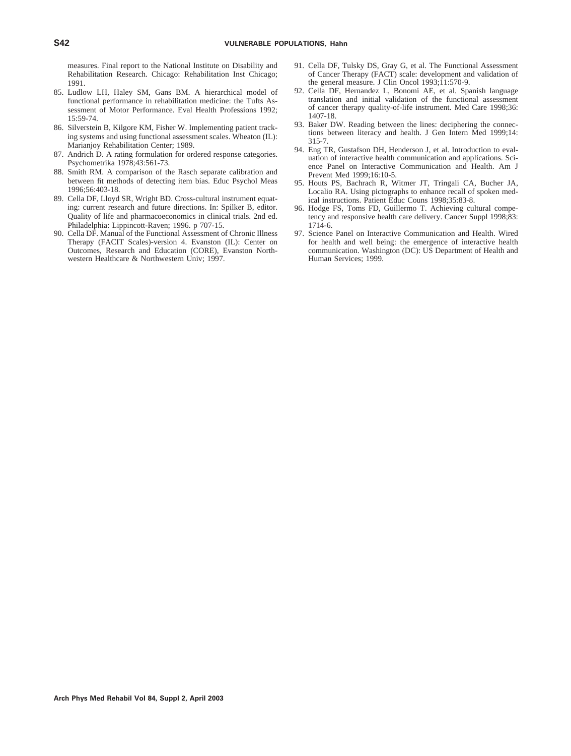measures. Final report to the National Institute on Disability and Rehabilitation Research. Chicago: Rehabilitation Inst Chicago; 1991.

85. Ludlow LH, Haley SM, Gans BM. A hierarchical model of functional performance in rehabilitation medicine: the Tufts Assessment of Motor Performance. Eval Health Professions 1992; 15:59-74.
86. Silverstein B, Kilgore KM, Fisher W. Implementing patient tracking systems and using functional assessment scales. Wheaton (IL): Marianjoy Rehabilitation Center; 1989.
87. Andrich D. A rating formulation for ordered response categories. Psychometrika 1978;43:561-73.
88. Smith RM. A comparison of the Rasch separate calibration and between fit methods of detecting item bias. Educ Psychol Meas 1996;56:403-18.
89. Cella DF, Lloyd SR, Wright BD. Cross-cultural instrument equating: current research and future directions. In: Spilker B, editor. Quality of life and pharmacoeconomics in clinical trials. 2nd ed. Philadelphia: Lippincott-Raven; 1996. p 707-15.
90. Cella DF. Manual of the Functional Assessment of Chronic Illness Therapy (FACIT Scales)-version 4. Evanston (IL): Center on Outcomes, Research and Education (CORE), Evanston Northwestern Healthcare & Northwestern Univ; 1997.
91. Cella DF, Tulsky DS, Gray G, et al. The Functional Assessment of Cancer Therapy (FACT) scale: development and validation of the general measure. J Clin Oncol 1993;11:570-9.
92. Cella DF, Hernandez L, Bonomi AE, et al. Spanish language translation and initial validation of the functional assessment of cancer therapy quality-of-life instrument. Med Care 1998;36: 1407-18.
93. Baker DW. Reading between the lines: deciphering the connections between literacy and health. J Gen Intern Med 1999;14: 315-7.
94. Eng TR, Gustafson DH, Henderson J, et al. Introduction to evaluation of interactive health communication and applications. Science Panel on Interactive Communication and Health. Am J Prevent Med 1999;16:10-5.
95. Houts PS, Bachrach R, Witmer JT, Tringali CA, Bucher JA, Localio RA. Using pictographs to enhance recall of spoken medical instructions. Patient Educ Couns 1998;35:83-8.
96. Hodge FS, Toms FD, Guillermo T. Achieving cultural competency and responsive health care delivery. Cancer Suppl 1998;83: 1714-6.
97. Science Panel on Interactive Communication and Health. Wired for health and well being: the emergence of interactive health communication. Washington (DC): US Department of Health and Human Services; 1999.